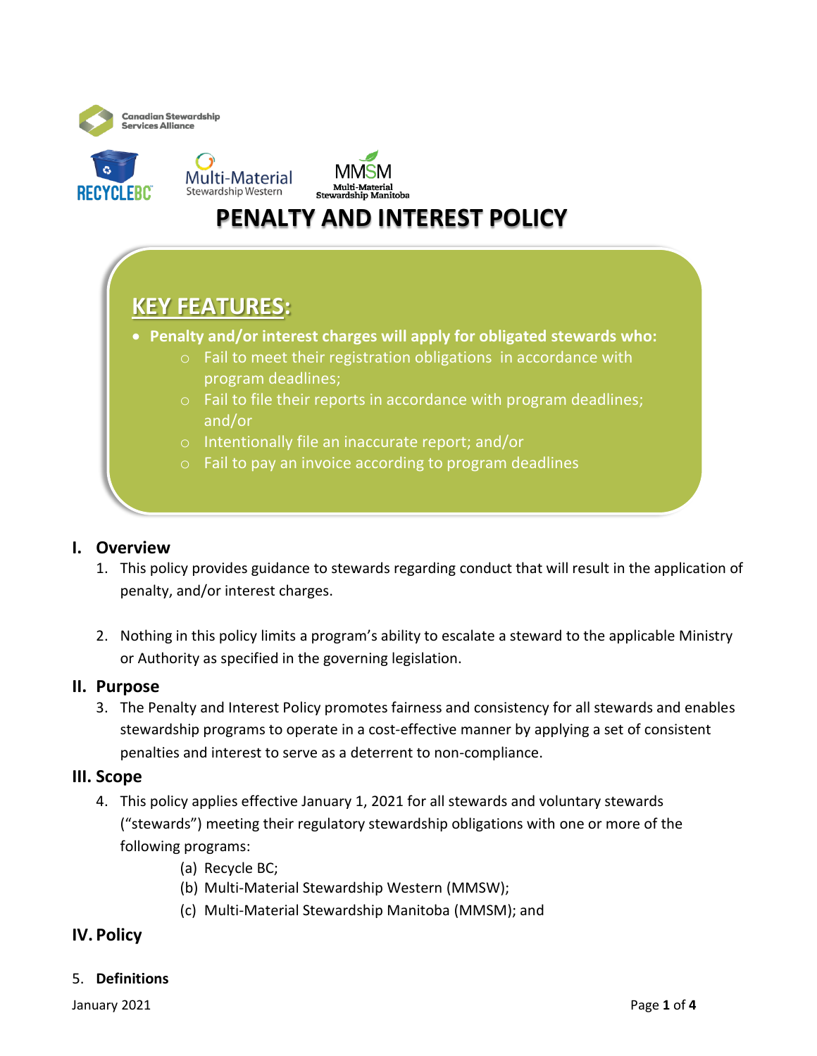Canadian Stewardship Services Alliance

RECYCLE BC   Multi-Material Stewardship Western   MMSM Multi-Material Stewardship Manitoba

# PENALTY AND INTEREST POLICY

## KEY FEATURES:

- **Penalty and/or interest charges will apply for obligated stewards who:**
  - Fail to meet their registration obligations in accordance with program deadlines;
  - Fail to file their reports in accordance with program deadlines; and/or
  - Intentionally file an inaccurate report; and/or
  - Fail to pay an invoice according to program deadlines

## I. Overview

1. This policy provides guidance to stewards regarding conduct that will result in the application of penalty, and/or interest charges.

2. Nothing in this policy limits a program's ability to escalate a steward to the applicable Ministry or Authority as specified in the governing legislation.

## II. Purpose

3. The Penalty and Interest Policy promotes fairness and consistency for all stewards and enables stewardship programs to operate in a cost-effective manner by applying a set of consistent penalties and interest to serve as a deterrent to non-compliance.

## III. Scope

4. This policy applies effective January 1, 2021 for all stewards and voluntary stewards ("stewards") meeting their regulatory stewardship obligations with one or more of the following programs:
   - (a) Recycle BC;
   - (b) Multi-Material Stewardship Western (MMSW);
   - (c) Multi-Material Stewardship Manitoba (MMSM); and

## IV. Policy

5. **Definitions**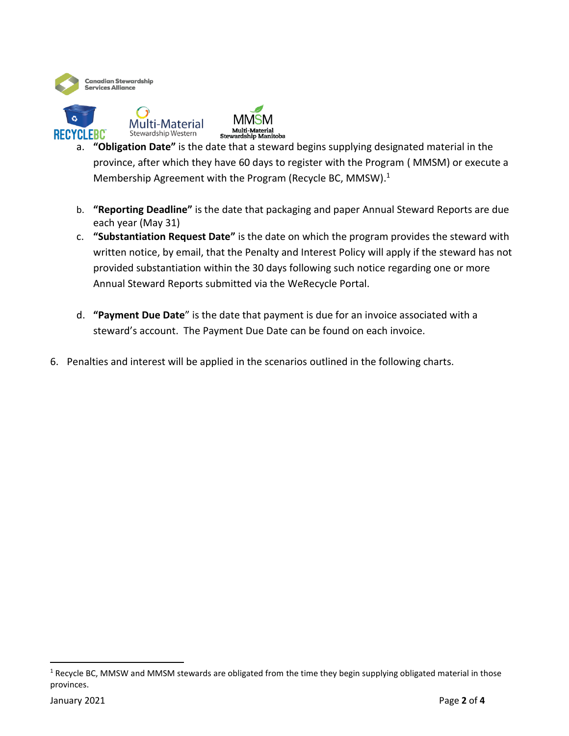a. **"Obligation Date"** is the date that a steward begins supplying designated material in the province, after which they have 60 days to register with the Program ( MMSM) or execute a Membership Agreement with the Program (Recycle BC, MMSW).[1]

b. **"Reporting Deadline"** is the date that packaging and paper Annual Steward Reports are due each year (May 31)

c. **"Substantiation Request Date"** is the date on which the program provides the steward with written notice, by email, that the Penalty and Interest Policy will apply if the steward has not provided substantiation within the 30 days following such notice regarding one or more Annual Steward Reports submitted via the WeRecycle Portal.

d. **"Payment Due Date"** is the date that payment is due for an invoice associated with a steward's account. The Payment Due Date can be found on each invoice.

6. Penalties and interest will be applied in the scenarios outlined in the following charts.

[1] Recycle BC, MMSW and MMSM stewards are obligated from the time they begin supplying obligated material in those provinces.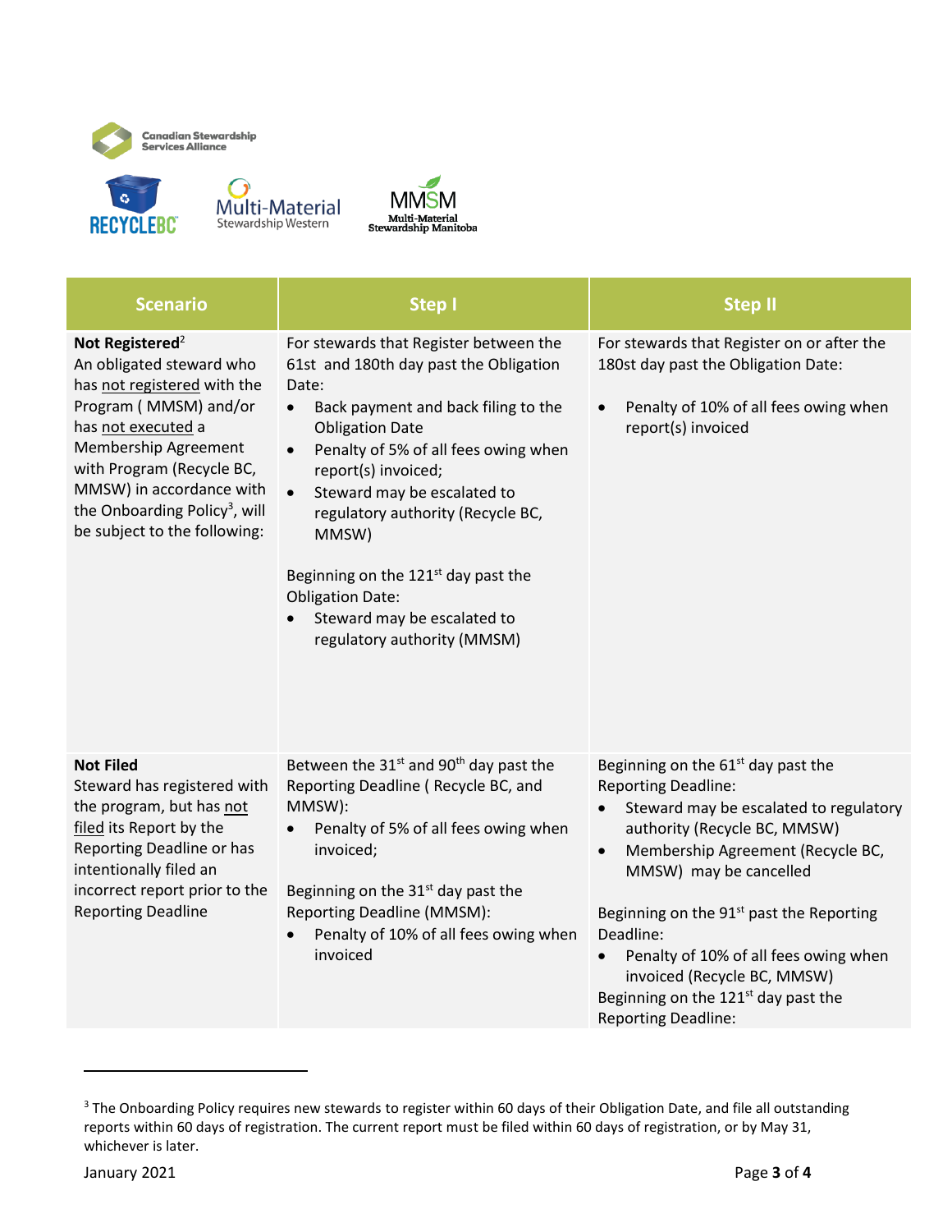| Scenario | Step I | Step II |
|---|---|---|
| **Not Registered**[2]<br>An obligated steward who has not registered with the Program ( MMSM) and/or has not executed a Membership Agreement with Program (Recycle BC, MMSW) in accordance with the Onboarding Policy[3], will be subject to the following: | For stewards that Register between the 61st and 180th day past the Obligation Date:<br>• Back payment and back filing to the Obligation Date<br>• Penalty of 5% of all fees owing when report(s) invoiced;<br>• Steward may be escalated to regulatory authority (Recycle BC, MMSW)<br><br>Beginning on the 121st day past the Obligation Date:<br>• Steward may be escalated to regulatory authority (MMSM) | For stewards that Register on or after the 180st day past the Obligation Date:<br><br>• Penalty of 10% of all fees owing when report(s) invoiced |
| **Not Filed**<br>Steward has registered with the program, but has not filed its Report by the Reporting Deadline or has intentionally filed an incorrect report prior to the Reporting Deadline | Between the 31st and 90th day past the Reporting Deadline ( Recycle BC, and MMSW):<br>• Penalty of 5% of all fees owing when invoiced;<br><br>Beginning on the 31st day past the Reporting Deadline (MMSM):<br>• Penalty of 10% of all fees owing when invoiced | Beginning on the 61st day past the Reporting Deadline:<br>• Steward may be escalated to regulatory authority (Recycle BC, MMSW)<br>• Membership Agreement (Recycle BC, MMSW) may be cancelled<br><br>Beginning on the 91st past the Reporting Deadline:<br>• Penalty of 10% of all fees owing when invoiced (Recycle BC, MMSW)<br>Beginning on the 121st day past the Reporting Deadline: |

[3] The Onboarding Policy requires new stewards to register within 60 days of their Obligation Date, and file all outstanding reports within 60 days of registration. The current report must be filed within 60 days of registration, or by May 31, whichever is later.

January 2021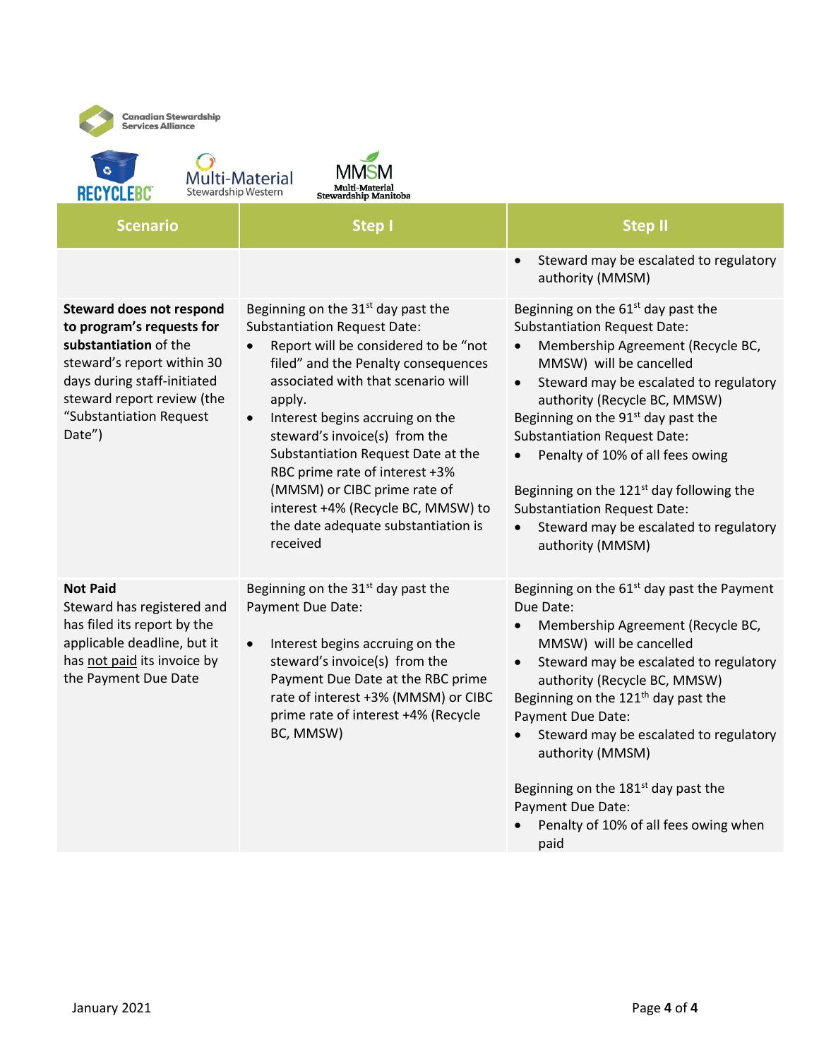| Scenario | Step I | Step II |
|---|---|---|
| | | • Steward may be escalated to regulatory authority (MMSM) |
| **Steward does not respond to program's requests for substantiation** of the steward's report within 30 days during staff-initiated steward report review (the "Substantiation Request Date") | Beginning on the 31st day past the Substantiation Request Date:<br>• Report will be considered to be "not filed" and the Penalty consequences associated with that scenario will apply.<br>• Interest begins accruing on the steward's invoice(s) from the Substantiation Request Date at the RBC prime rate of interest +3% (MMSM) or CIBC prime rate of interest +4% (Recycle BC, MMSW) to the date adequate substantiation is received | Beginning on the 61st day past the Substantiation Request Date:<br>• Membership Agreement (Recycle BC, MMSW) will be cancelled<br>• Steward may be escalated to regulatory authority (Recycle BC, MMSW)<br>Beginning on the 91st day past the Substantiation Request Date:<br>• Penalty of 10% of all fees owing<br><br>Beginning on the 121st day following the Substantiation Request Date:<br>• Steward may be escalated to regulatory authority (MMSM) |
| **Not Paid**<br>Steward has registered and has filed its report by the applicable deadline, but it has not paid its invoice by the Payment Due Date | Beginning on the 31st day past the Payment Due Date:<br><br>• Interest begins accruing on the steward's invoice(s) from the Payment Due Date at the RBC prime rate of interest +3% (MMSM) or CIBC prime rate of interest +4% (Recycle BC, MMSW) | Beginning on the 61st day past the Payment Due Date:<br>• Membership Agreement (Recycle BC, MMSW) will be cancelled<br>• Steward may be escalated to regulatory authority (Recycle BC, MMSW)<br>Beginning on the 121th day past the Payment Due Date:<br>• Steward may be escalated to regulatory authority (MMSM)<br><br>Beginning on the 181st day past the Payment Due Date:<br>• Penalty of 10% of all fees owing when paid |